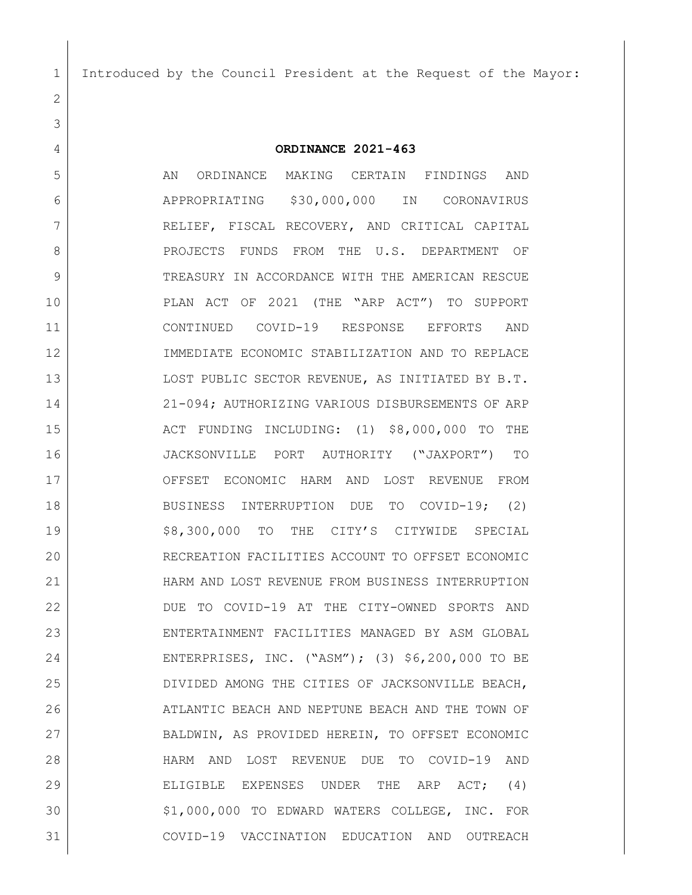Introduced by the Council President at the Request of the Mayor:

**ORDINANCE 2021-463**

AN ORDINANCE MAKING CERTAIN FINDINGS AND APPROPRIATING $30,000,000 IN CORONAVIRUS RELIEF, FISCAL RECOVERY, AND CRITICAL CAPITAL PROJECTS FUNDS FROM THE U.S. DEPARTMENT OF TREASURY IN ACCORDANCE WITH THE AMERICAN RESCUE PLAN ACT OF 2021 (THE "ARP ACT") TO SUPPORT CONTINUED COVID-19 RESPONSE EFFORTS AND IMMEDIATE ECONOMIC STABILIZATION AND TO REPLACE LOST PUBLIC SECTOR REVENUE, AS INITIATED BY B.T. 21-094; AUTHORIZING VARIOUS DISBURSEMENTS OF ARP ACT FUNDING INCLUDING: (1) $8,000,000 TO THE JACKSONVILLE PORT AUTHORITY ("JAXPORT") TO OFFSET ECONOMIC HARM AND LOST REVENUE FROM BUSINESS INTERRUPTION DUE TO COVID-19; (2) $8,300,000 TO THE CITY'S CITYWIDE SPECIAL RECREATION FACILITIES ACCOUNT TO OFFSET ECONOMIC HARM AND LOST REVENUE FROM BUSINESS INTERRUPTION DUE TO COVID-19 AT THE CITY-OWNED SPORTS AND ENTERTAINMENT FACILITIES MANAGED BY ASM GLOBAL ENTERPRISES, INC. ("ASM"); (3) $6,200,000 TO BE DIVIDED AMONG THE CITIES OF JACKSONVILLE BEACH, ATLANTIC BEACH AND NEPTUNE BEACH AND THE TOWN OF BALDWIN, AS PROVIDED HEREIN, TO OFFSET ECONOMIC HARM AND LOST REVENUE DUE TO COVID-19 AND ELIGIBLE EXPENSES UNDER THE ARP ACT; (4) $1,000,000 TO EDWARD WATERS COLLEGE, INC. FOR COVID-19 VACCINATION EDUCATION AND OUTREACH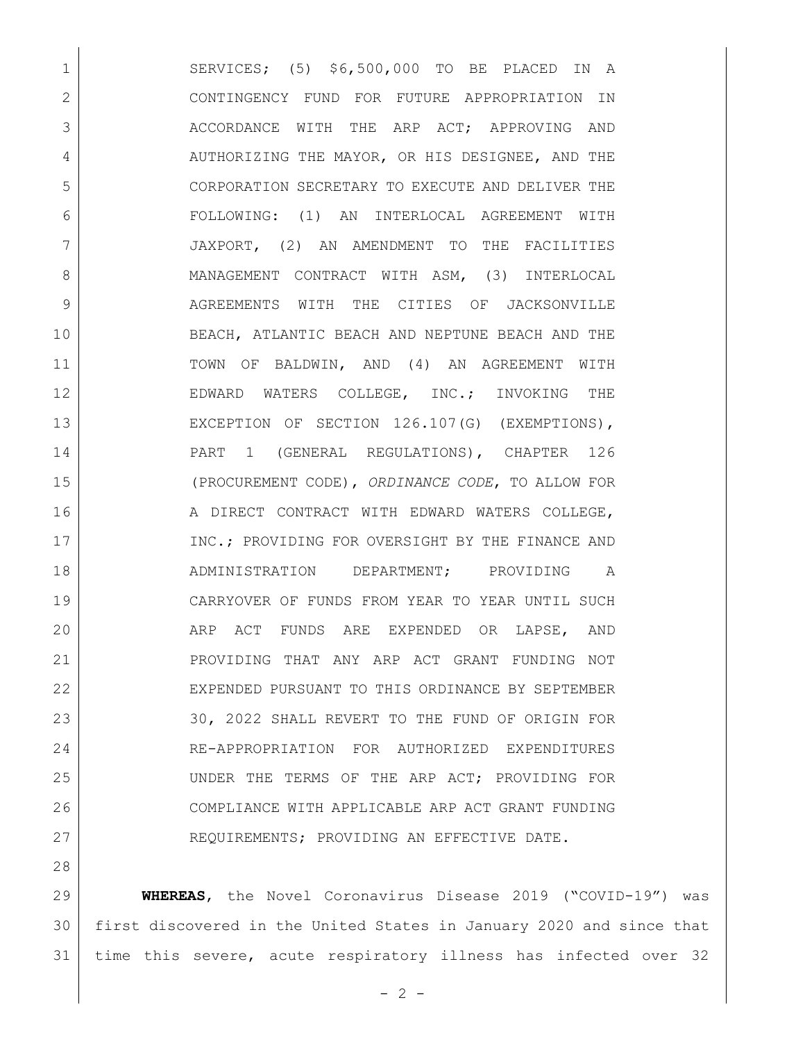SERVICES; (5) $6,500,000 TO BE PLACED IN A CONTINGENCY FUND FOR FUTURE APPROPRIATION IN ACCORDANCE WITH THE ARP ACT; APPROVING AND AUTHORIZING THE MAYOR, OR HIS DESIGNEE, AND THE CORPORATION SECRETARY TO EXECUTE AND DELIVER THE FOLLOWING: (1) AN INTERLOCAL AGREEMENT WITH JAXPORT, (2) AN AMENDMENT TO THE FACILITIES MANAGEMENT CONTRACT WITH ASM, (3) INTERLOCAL AGREEMENTS WITH THE CITIES OF JACKSONVILLE BEACH, ATLANTIC BEACH AND NEPTUNE BEACH AND THE TOWN OF BALDWIN, AND (4) AN AGREEMENT WITH EDWARD WATERS COLLEGE, INC.; INVOKING THE EXCEPTION OF SECTION 126.107(G) (EXEMPTIONS), PART 1 (GENERAL REGULATIONS), CHAPTER 126 (PROCUREMENT CODE), *ORDINANCE CODE*, TO ALLOW FOR A DIRECT CONTRACT WITH EDWARD WATERS COLLEGE, INC.; PROVIDING FOR OVERSIGHT BY THE FINANCE AND ADMINISTRATION DEPARTMENT; PROVIDING A CARRYOVER OF FUNDS FROM YEAR TO YEAR UNTIL SUCH ARP ACT FUNDS ARE EXPENDED OR LAPSE, AND PROVIDING THAT ANY ARP ACT GRANT FUNDING NOT EXPENDED PURSUANT TO THIS ORDINANCE BY SEPTEMBER 30, 2022 SHALL REVERT TO THE FUND OF ORIGIN FOR RE-APPROPRIATION FOR AUTHORIZED EXPENDITURES UNDER THE TERMS OF THE ARP ACT; PROVIDING FOR COMPLIANCE WITH APPLICABLE ARP ACT GRANT FUNDING REQUIREMENTS; PROVIDING AN EFFECTIVE DATE.

**WHEREAS**, the Novel Coronavirus Disease 2019 ("COVID-19") was first discovered in the United States in January 2020 and since that time this severe, acute respiratory illness has infected over 32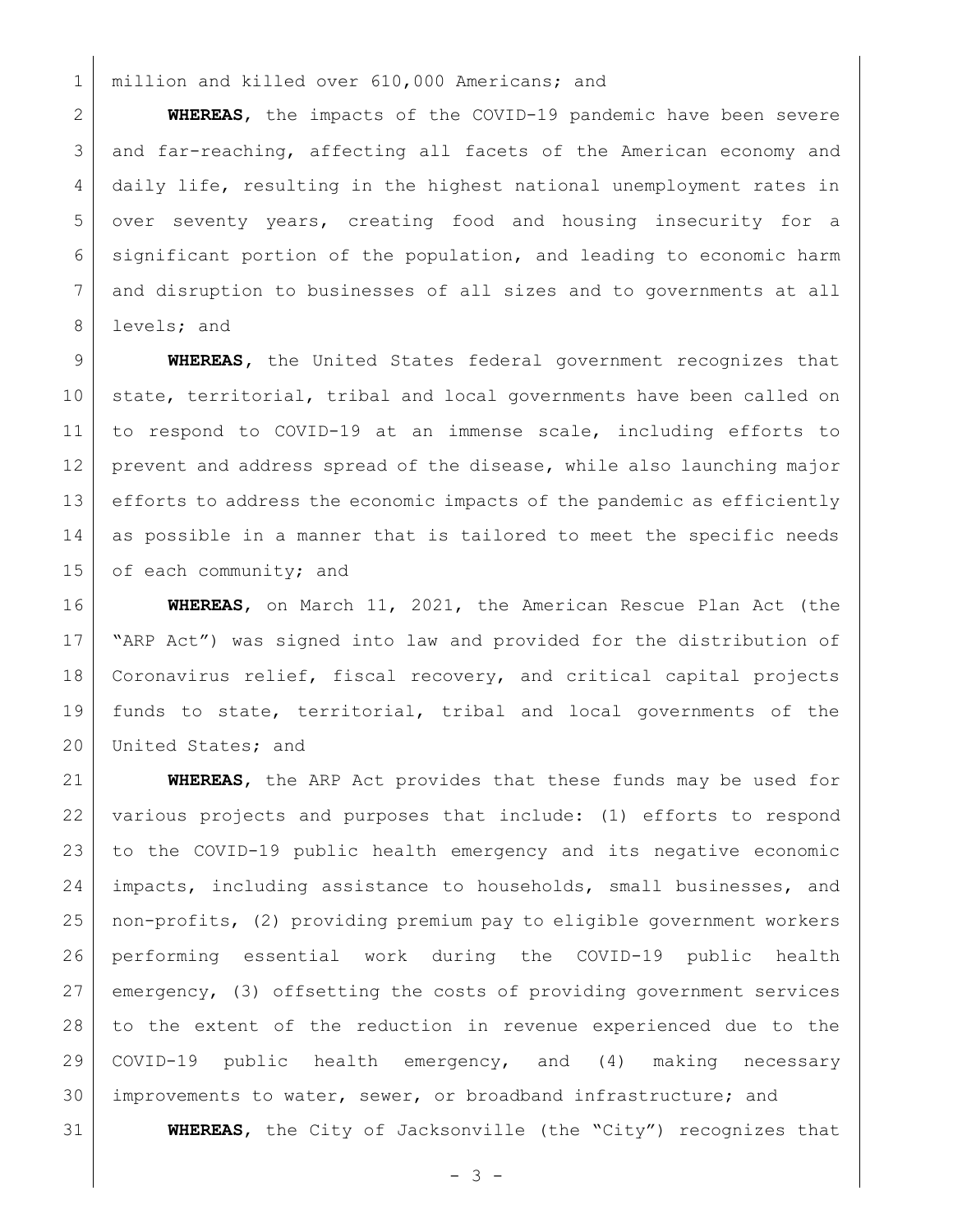million and killed over 610,000 Americans; and

**WHEREAS**, the impacts of the COVID-19 pandemic have been severe and far-reaching, affecting all facets of the American economy and daily life, resulting in the highest national unemployment rates in over seventy years, creating food and housing insecurity for a significant portion of the population, and leading to economic harm and disruption to businesses of all sizes and to governments at all levels; and

**WHEREAS**, the United States federal government recognizes that state, territorial, tribal and local governments have been called on to respond to COVID-19 at an immense scale, including efforts to prevent and address spread of the disease, while also launching major efforts to address the economic impacts of the pandemic as efficiently as possible in a manner that is tailored to meet the specific needs of each community; and

**WHEREAS**, on March 11, 2021, the American Rescue Plan Act (the "ARP Act") was signed into law and provided for the distribution of Coronavirus relief, fiscal recovery, and critical capital projects funds to state, territorial, tribal and local governments of the United States; and

**WHEREAS**, the ARP Act provides that these funds may be used for various projects and purposes that include: (1) efforts to respond to the COVID-19 public health emergency and its negative economic impacts, including assistance to households, small businesses, and non-profits, (2) providing premium pay to eligible government workers performing essential work during the COVID-19 public health emergency, (3) offsetting the costs of providing government services to the extent of the reduction in revenue experienced due to the COVID-19 public health emergency, and (4) making necessary improvements to water, sewer, or broadband infrastructure; and

**WHEREAS**, the City of Jacksonville (the "City") recognizes that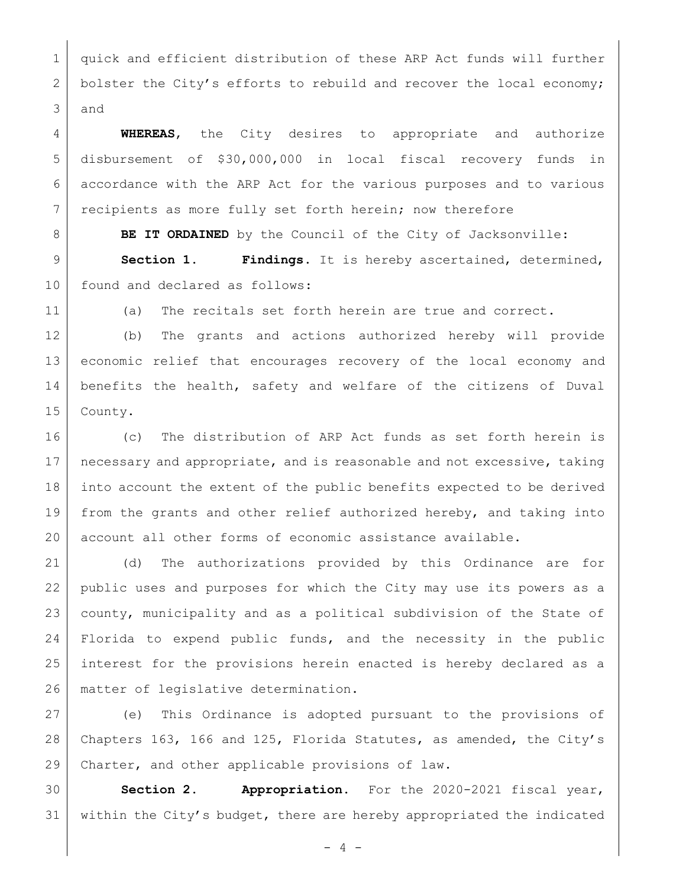quick and efficient distribution of these ARP Act funds will further bolster the City's efforts to rebuild and recover the local economy; and

**WHEREAS**, the City desires to appropriate and authorize disbursement of $30,000,000 in local fiscal recovery funds in accordance with the ARP Act for the various purposes and to various recipients as more fully set forth herein; now therefore

**BE IT ORDAINED** by the Council of the City of Jacksonville:

**Section 1. Findings.** It is hereby ascertained, determined, found and declared as follows:

(a) The recitals set forth herein are true and correct.

(b) The grants and actions authorized hereby will provide economic relief that encourages recovery of the local economy and benefits the health, safety and welfare of the citizens of Duval County.

(c) The distribution of ARP Act funds as set forth herein is necessary and appropriate, and is reasonable and not excessive, taking into account the extent of the public benefits expected to be derived from the grants and other relief authorized hereby, and taking into account all other forms of economic assistance available.

(d) The authorizations provided by this Ordinance are for public uses and purposes for which the City may use its powers as a county, municipality and as a political subdivision of the State of Florida to expend public funds, and the necessity in the public interest for the provisions herein enacted is hereby declared as a matter of legislative determination.

(e) This Ordinance is adopted pursuant to the provisions of Chapters 163, 166 and 125, Florida Statutes, as amended, the City's Charter, and other applicable provisions of law.

**Section 2. Appropriation.** For the 2020-2021 fiscal year, within the City's budget, there are hereby appropriated the indicated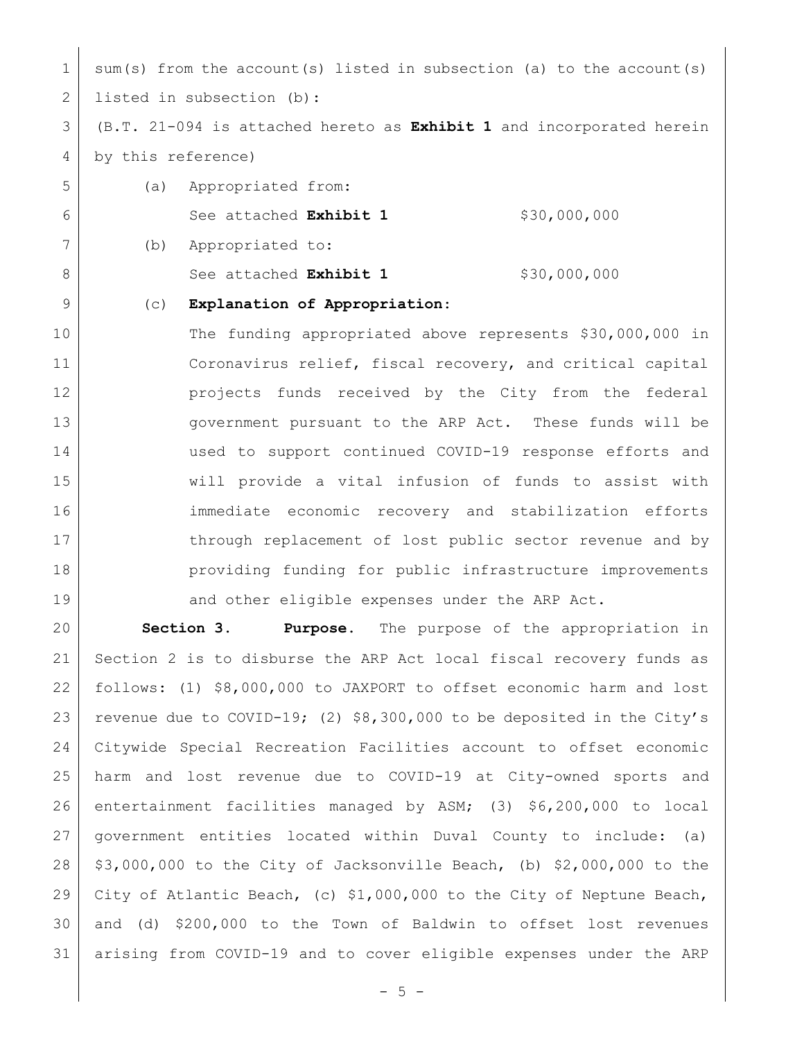sum(s) from the account(s) listed in subsection (a) to the account(s) listed in subsection (b):

(B.T. 21-094 is attached hereto as **Exhibit 1** and incorporated herein by this reference)

(a) Appropriated from:

See attached **Exhibit 1** $30,000,000

(b) Appropriated to:

See attached **Exhibit 1** $30,000,000

(c) **Explanation of Appropriation:**

The funding appropriated above represents $30,000,000 in Coronavirus relief, fiscal recovery, and critical capital projects funds received by the City from the federal government pursuant to the ARP Act. These funds will be used to support continued COVID-19 response efforts and will provide a vital infusion of funds to assist with immediate economic recovery and stabilization efforts through replacement of lost public sector revenue and by providing funding for public infrastructure improvements and other eligible expenses under the ARP Act.

**Section 3. Purpose.** The purpose of the appropriation in Section 2 is to disburse the ARP Act local fiscal recovery funds as follows: (1) $8,000,000 to JAXPORT to offset economic harm and lost revenue due to COVID-19; (2) $8,300,000 to be deposited in the City's Citywide Special Recreation Facilities account to offset economic harm and lost revenue due to COVID-19 at City-owned sports and entertainment facilities managed by ASM; (3) $6,200,000 to local government entities located within Duval County to include: (a) $3,000,000 to the City of Jacksonville Beach, (b) $2,000,000 to the City of Atlantic Beach, (c) $1,000,000 to the City of Neptune Beach, and (d) $200,000 to the Town of Baldwin to offset lost revenues arising from COVID-19 and to cover eligible expenses under the ARP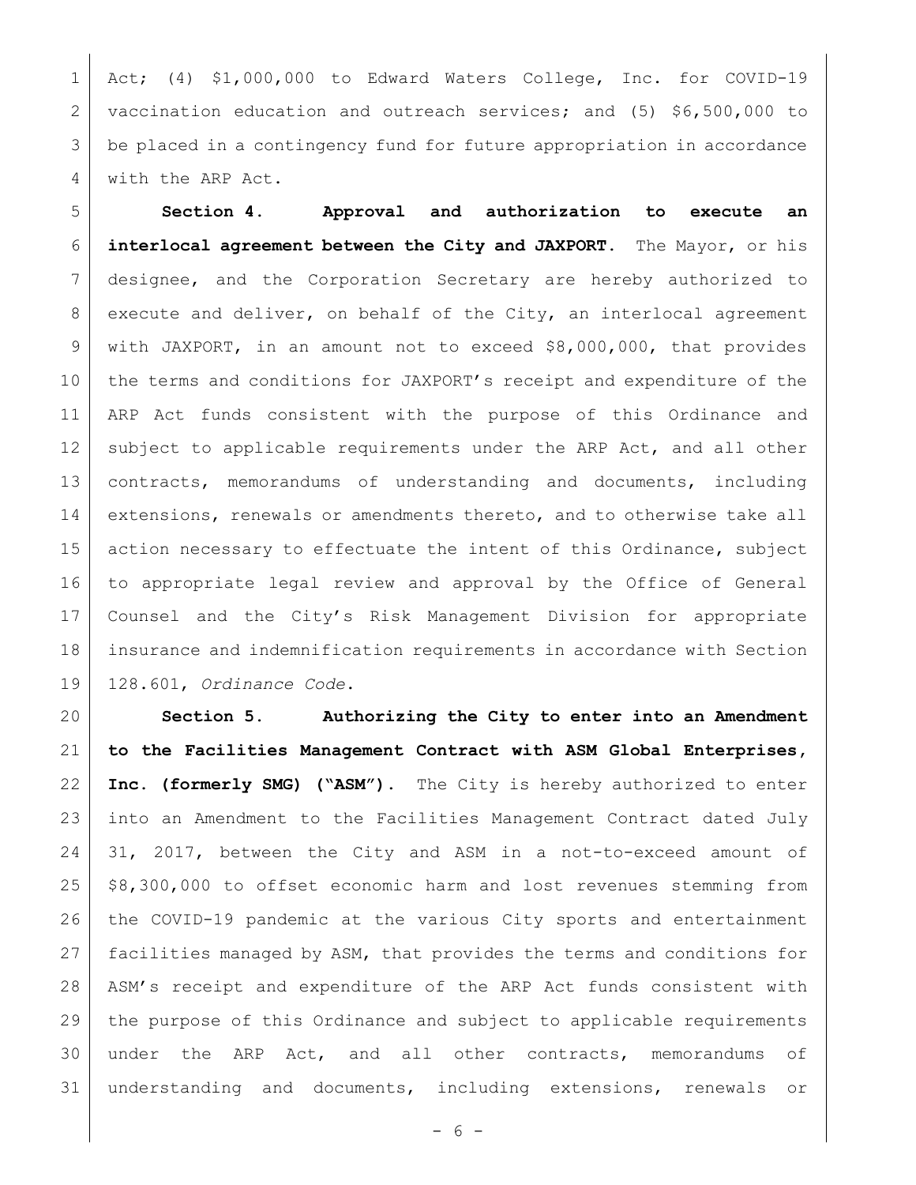Act; (4) $1,000,000 to Edward Waters College, Inc. for COVID-19 vaccination education and outreach services; and (5) $6,500,000 to be placed in a contingency fund for future appropriation in accordance with the ARP Act.

**Section 4. Approval and authorization to execute an interlocal agreement between the City and JAXPORT.** The Mayor, or his designee, and the Corporation Secretary are hereby authorized to execute and deliver, on behalf of the City, an interlocal agreement with JAXPORT, in an amount not to exceed $8,000,000, that provides the terms and conditions for JAXPORT's receipt and expenditure of the ARP Act funds consistent with the purpose of this Ordinance and subject to applicable requirements under the ARP Act, and all other contracts, memorandums of understanding and documents, including extensions, renewals or amendments thereto, and to otherwise take all action necessary to effectuate the intent of this Ordinance, subject to appropriate legal review and approval by the Office of General Counsel and the City's Risk Management Division for appropriate insurance and indemnification requirements in accordance with Section 128.601, *Ordinance Code*.

**Section 5. Authorizing the City to enter into an Amendment to the Facilities Management Contract with ASM Global Enterprises, Inc. (formerly SMG) ("ASM").** The City is hereby authorized to enter into an Amendment to the Facilities Management Contract dated July 31, 2017, between the City and ASM in a not-to-exceed amount of $8,300,000 to offset economic harm and lost revenues stemming from the COVID-19 pandemic at the various City sports and entertainment facilities managed by ASM, that provides the terms and conditions for ASM's receipt and expenditure of the ARP Act funds consistent with the purpose of this Ordinance and subject to applicable requirements under the ARP Act, and all other contracts, memorandums of understanding and documents, including extensions, renewals or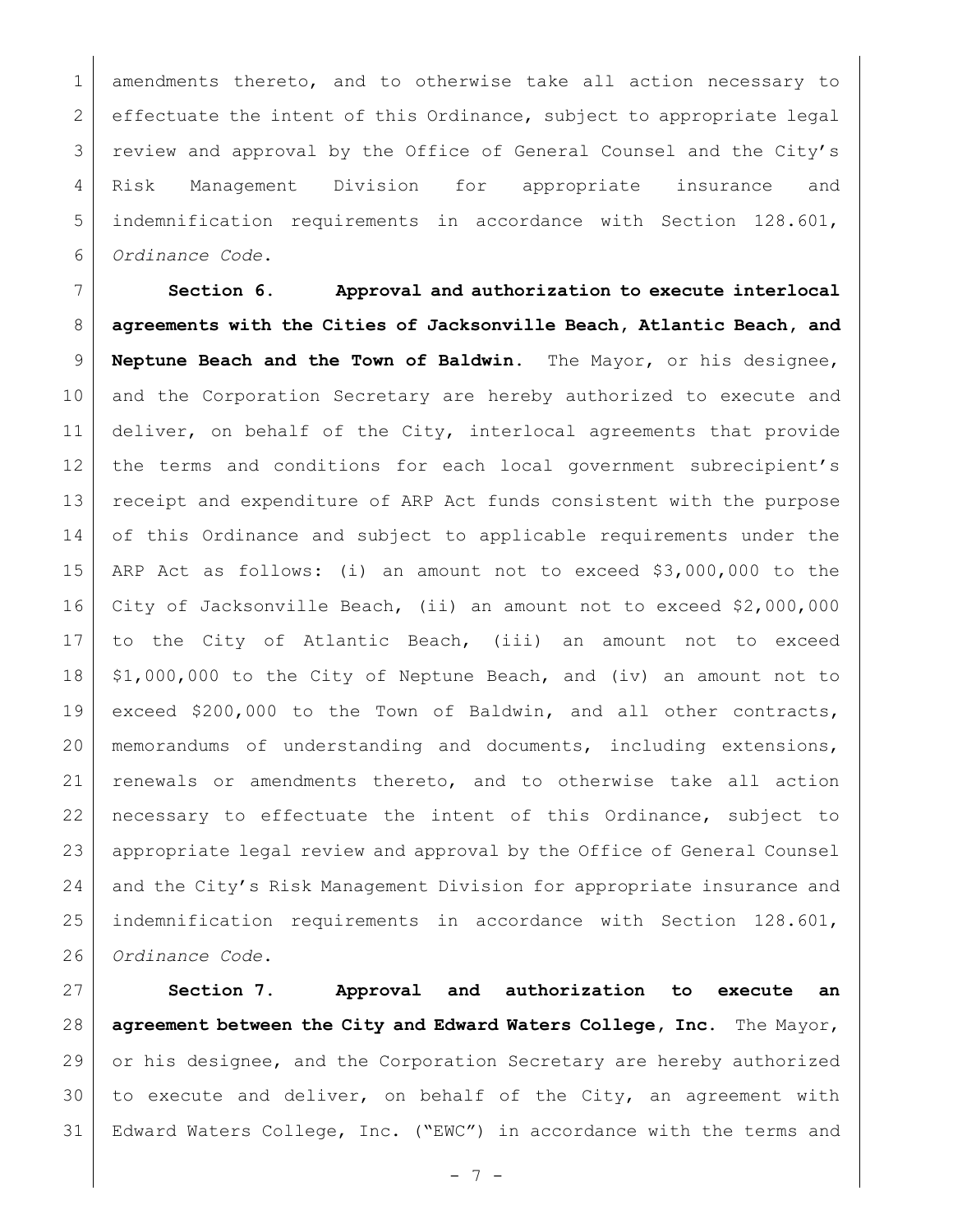amendments thereto, and to otherwise take all action necessary to effectuate the intent of this Ordinance, subject to appropriate legal review and approval by the Office of General Counsel and the City's Risk Management Division for appropriate insurance and indemnification requirements in accordance with Section 128.601, *Ordinance Code*.

**Section 6. Approval and authorization to execute interlocal agreements with the Cities of Jacksonville Beach, Atlantic Beach, and Neptune Beach and the Town of Baldwin.** The Mayor, or his designee, and the Corporation Secretary are hereby authorized to execute and deliver, on behalf of the City, interlocal agreements that provide the terms and conditions for each local government subrecipient's receipt and expenditure of ARP Act funds consistent with the purpose of this Ordinance and subject to applicable requirements under the ARP Act as follows: (i) an amount not to exceed $3,000,000 to the City of Jacksonville Beach, (ii) an amount not to exceed $2,000,000 to the City of Atlantic Beach, (iii) an amount not to exceed $1,000,000 to the City of Neptune Beach, and (iv) an amount not to exceed $200,000 to the Town of Baldwin, and all other contracts, memorandums of understanding and documents, including extensions, renewals or amendments thereto, and to otherwise take all action necessary to effectuate the intent of this Ordinance, subject to appropriate legal review and approval by the Office of General Counsel and the City's Risk Management Division for appropriate insurance and indemnification requirements in accordance with Section 128.601, *Ordinance Code*.

**Section 7. Approval and authorization to execute an agreement between the City and Edward Waters College, Inc.** The Mayor, or his designee, and the Corporation Secretary are hereby authorized to execute and deliver, on behalf of the City, an agreement with Edward Waters College, Inc. ("EWC") in accordance with the terms and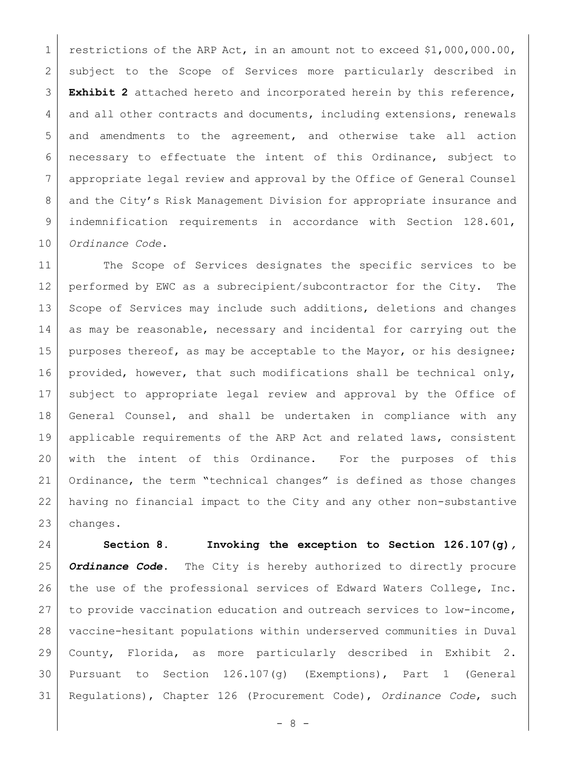restrictions of the ARP Act, in an amount not to exceed $1,000,000.00, subject to the Scope of Services more particularly described in **Exhibit 2** attached hereto and incorporated herein by this reference, and all other contracts and documents, including extensions, renewals and amendments to the agreement, and otherwise take all action necessary to effectuate the intent of this Ordinance, subject to appropriate legal review and approval by the Office of General Counsel and the City's Risk Management Division for appropriate insurance and indemnification requirements in accordance with Section 128.601, *Ordinance Code*.

The Scope of Services designates the specific services to be performed by EWC as a subrecipient/subcontractor for the City. The Scope of Services may include such additions, deletions and changes as may be reasonable, necessary and incidental for carrying out the purposes thereof, as may be acceptable to the Mayor, or his designee; provided, however, that such modifications shall be technical only, subject to appropriate legal review and approval by the Office of General Counsel, and shall be undertaken in compliance with any applicable requirements of the ARP Act and related laws, consistent with the intent of this Ordinance. For the purposes of this Ordinance, the term "technical changes" is defined as those changes having no financial impact to the City and any other non-substantive changes.

**Section 8. Invoking the exception to Section 126.107(g), *Ordinance Code*.** The City is hereby authorized to directly procure the use of the professional services of Edward Waters College, Inc. to provide vaccination education and outreach services to low-income, vaccine-hesitant populations within underserved communities in Duval County, Florida, as more particularly described in Exhibit 2. Pursuant to Section 126.107(g) (Exemptions), Part 1 (General Regulations), Chapter 126 (Procurement Code), *Ordinance Code*, such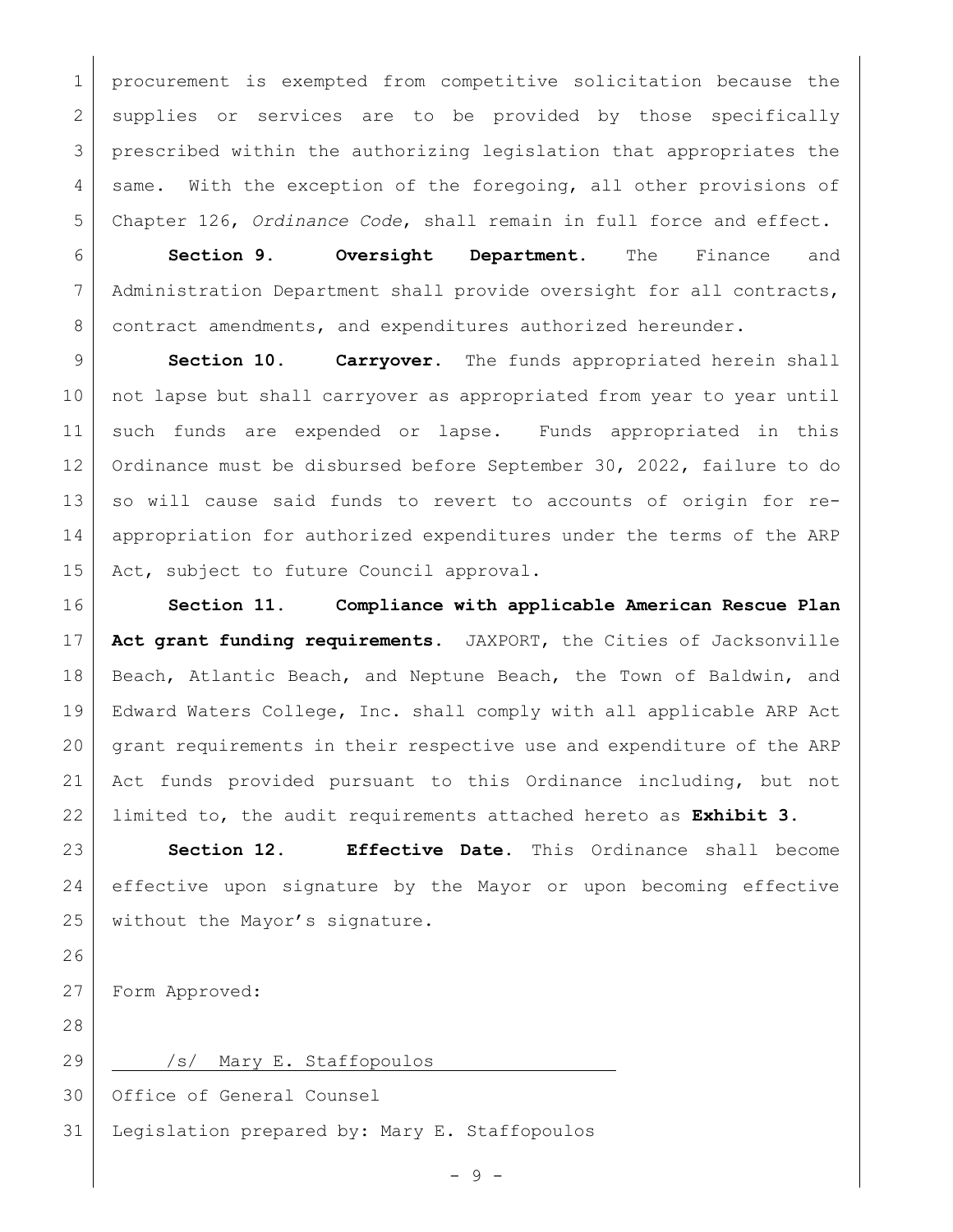procurement is exempted from competitive solicitation because the supplies or services are to be provided by those specifically prescribed within the authorizing legislation that appropriates the same. With the exception of the foregoing, all other provisions of Chapter 126, *Ordinance Code*, shall remain in full force and effect.

**Section 9. Oversight Department.** The Finance and Administration Department shall provide oversight for all contracts, contract amendments, and expenditures authorized hereunder.

**Section 10. Carryover.** The funds appropriated herein shall not lapse but shall carryover as appropriated from year to year until such funds are expended or lapse. Funds appropriated in this Ordinance must be disbursed before September 30, 2022, failure to do so will cause said funds to revert to accounts of origin for re-appropriation for authorized expenditures under the terms of the ARP Act, subject to future Council approval.

**Section 11. Compliance with applicable American Rescue Plan Act grant funding requirements.** JAXPORT, the Cities of Jacksonville Beach, Atlantic Beach, and Neptune Beach, the Town of Baldwin, and Edward Waters College, Inc. shall comply with all applicable ARP Act grant requirements in their respective use and expenditure of the ARP Act funds provided pursuant to this Ordinance including, but not limited to, the audit requirements attached hereto as **Exhibit 3.**

**Section 12. Effective Date.** This Ordinance shall become effective upon signature by the Mayor or upon becoming effective without the Mayor's signature.

Form Approved:

/s/ Mary E. Staffopoulos

Office of General Counsel

Legislation prepared by: Mary E. Staffopoulos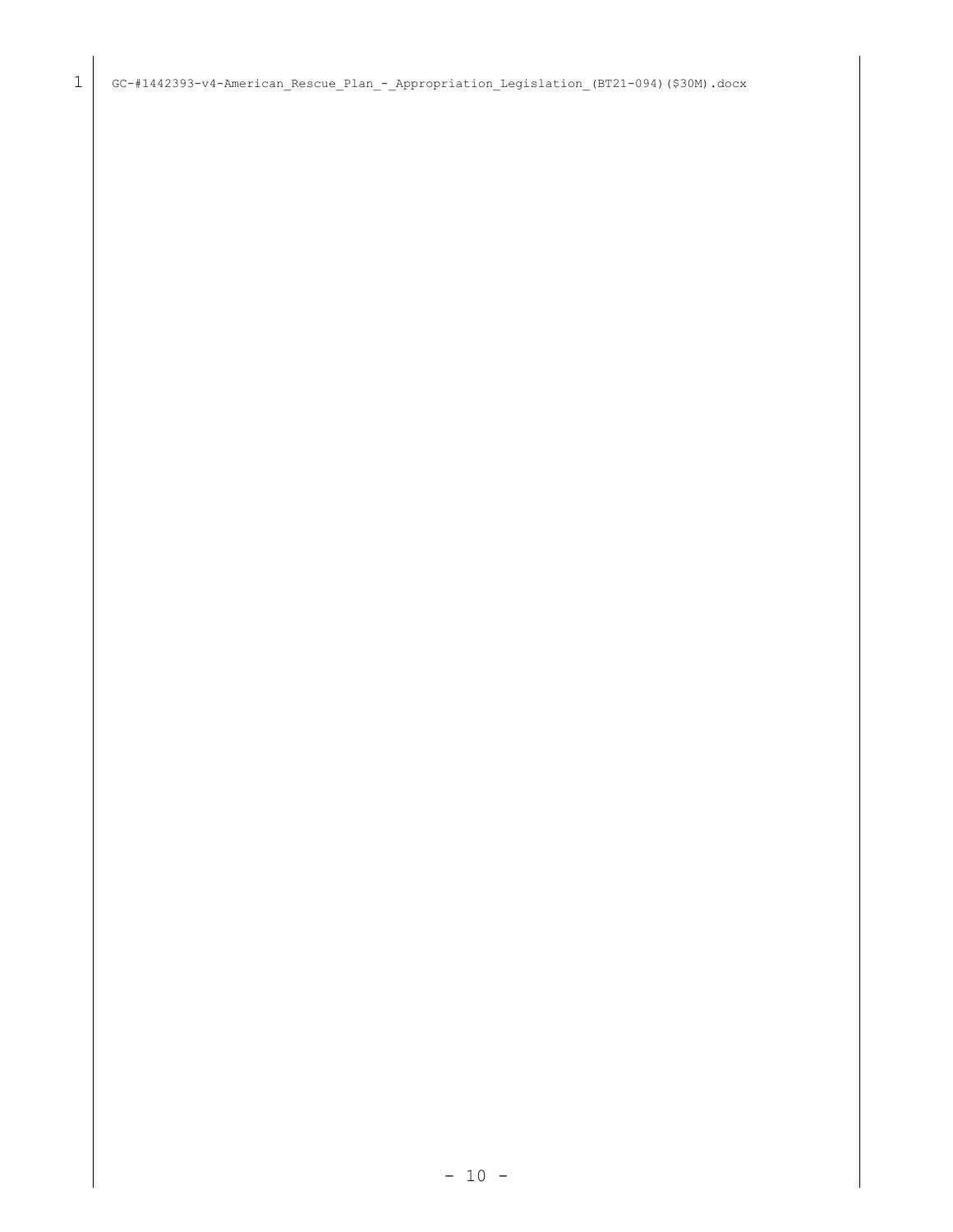GC-#1442393-v4-American_Rescue_Plan_-_Appropriation_Legislation_(BT21-094)($30M).docx